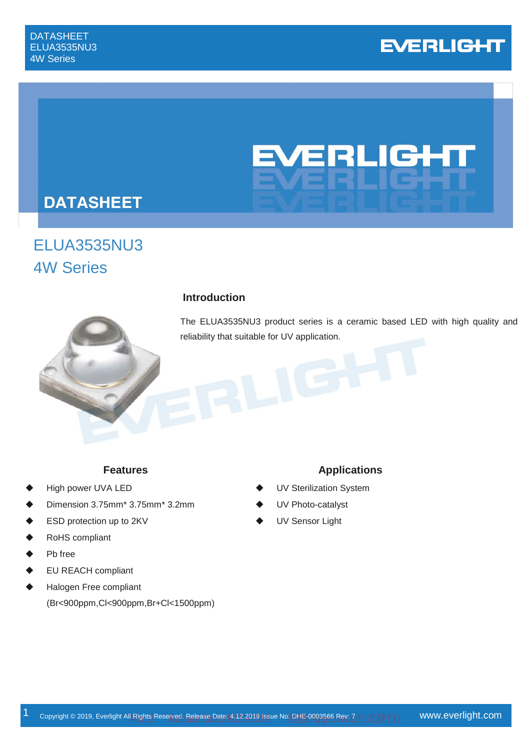# DATASHEET

## ELUA3535NU3
## 4W Series

### Introduction

The ELUA3535NU3 product series is a ceramic based LED with high quality and reliability that suitable for UV application.

### Features

- High power UVA LED
- Dimension 3.75mm* 3.75mm* 3.2mm
- ESD protection up to 2KV
- RoHS compliant
- Pb free
- EU REACH compliant
- Halogen Free compliant (Br<900ppm,Cl<900ppm,Br+Cl<1500ppm)

### Applications

- UV Sterilization System
- UV Photo-catalyst
- UV Sensor Light

Copyright © 2019, Everlight All Rights Reserved. Release Date: 4.12.2019 Issue No: DHE-0003566 Rev: 7 www.everlight.com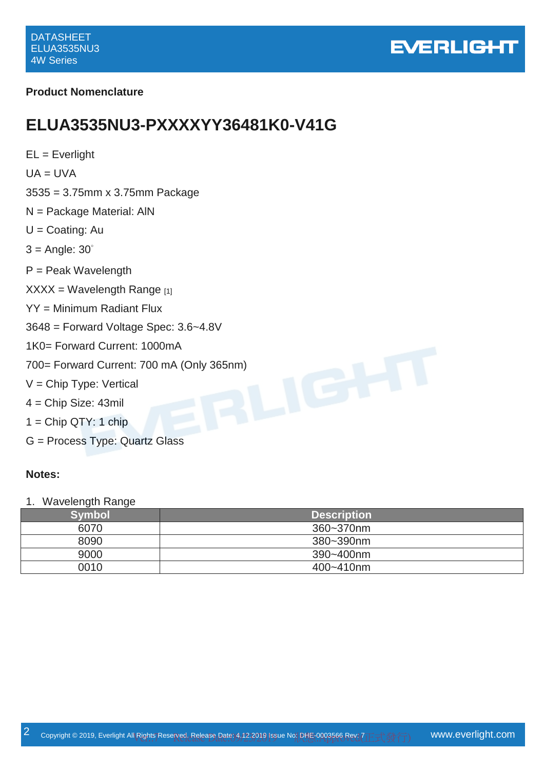## Product Nomenclature

# ELUA3535NU3-PXXXXYY36481K0-V41G

EL = Everlight

UA = UVA

3535 = 3.75mm x 3.75mm Package

N = Package Material: AlN

U = Coating: Au

3 = Angle: 30°

P = Peak Wavelength

XXXX = Wavelength Range [1]

YY = Minimum Radiant Flux

3648 = Forward Voltage Spec: 3.6~4.8V

1K0= Forward Current: 1000mA

700= Forward Current: 700 mA (Only 365nm)

V = Chip Type: Vertical

4 = Chip Size: 43mil

1 = Chip QTY: 1 chip

G = Process Type: Quartz Glass

**Notes:**

1. Wavelength Range

| Symbol | Description |
|---|---|
| 6070 | 360~370nm |
| 8090 | 380~390nm |
| 9000 | 390~400nm |
| 0010 | 400~410nm |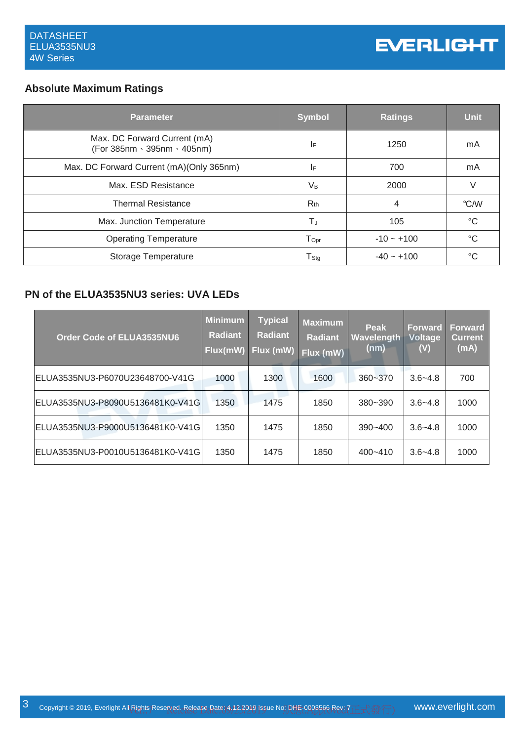## Absolute Maximum Ratings

| Parameter | Symbol | Ratings | Unit |
|---|---|---|---|
| Max. DC Forward Current (mA) (For 385nm、395nm、405nm) | $I_F$ | 1250 | mA |
| Max. DC Forward Current (mA)(Only 365nm) | $I_F$ | 700 | mA |
| Max. ESD Resistance | $V_B$ | 2000 | V |
| Thermal Resistance | $R_{th}$ | 4 | ℃/W |
| Max. Junction Temperature | $T_J$ | 105 | °C |
| Operating Temperature | $T_{Opr}$ | -10 ~ +100 | °C |
| Storage Temperature | $T_{Stg}$ | -40 ~ +100 | °C |

## PN of the ELUA3535NU3 series: UVA LEDs

| Order Code of ELUA3535NU6 | Minimum Radiant Flux(mW) | Typical Radiant Flux (mW) | Maximum Radiant Flux (mW) | Peak Wavelength (nm) | Forward Voltage (V) | Forward Current (mA) |
|---|---|---|---|---|---|---|
| ELUA3535NU3-P6070U23648700-V41G | 1000 | 1300 | 1600 | 360~370 | 3.6~4.8 | 700 |
| ELUA3535NU3-P8090U5136481K0-V41G | 1350 | 1475 | 1850 | 380~390 | 3.6~4.8 | 1000 |
| ELUA3535NU3-P9000U5136481K0-V41G | 1350 | 1475 | 1850 | 390~400 | 3.6~4.8 | 1000 |
| ELUA3535NU3-P0010U5136481K0-V41G | 1350 | 1475 | 1850 | 400~410 | 3.6~4.8 | 1000 |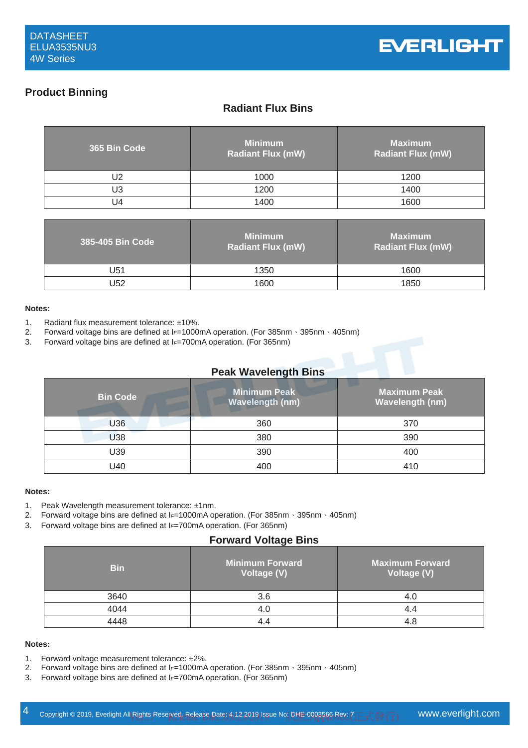## Product Binning

### Radiant Flux Bins

| 365 Bin Code | Minimum Radiant Flux (mW) | Maximum Radiant Flux (mW) |
|---|---|---|
| U2 | 1000 | 1200 |
| U3 | 1200 | 1400 |
| U4 | 1400 | 1600 |

| 385-405 Bin Code | Minimum Radiant Flux (mW) | Maximum Radiant Flux (mW) |
|---|---|---|
| U51 | 1350 | 1600 |
| U52 | 1600 | 1850 |

**Notes:**

1. Radiant flux measurement tolerance: ±10%.
2. Forward voltage bins are defined at $I_F$=1000mA operation. (For 385nm、395nm、405nm)
3. Forward voltage bins are defined at $I_F$=700mA operation. (For 365nm)

### Peak Wavelength Bins

| Bin Code | Minimum Peak Wavelength (nm) | Maximum Peak Wavelength (nm) |
|---|---|---|
| U36 | 360 | 370 |
| U38 | 380 | 390 |
| U39 | 390 | 400 |
| U40 | 400 | 410 |

**Notes:**

1. Peak Wavelength measurement tolerance: ±1nm.
2. Forward voltage bins are defined at $I_F$=1000mA operation. (For 385nm、395nm、405nm)
3. Forward voltage bins are defined at $I_F$=700mA operation. (For 365nm)

### Forward Voltage Bins

| Bin | Minimum Forward Voltage (V) | Maximum Forward Voltage (V) |
|---|---|---|
| 3640 | 3.6 | 4.0 |
| 4044 | 4.0 | 4.4 |
| 4448 | 4.4 | 4.8 |

**Notes:**

1. Forward voltage measurement tolerance: ±2%.
2. Forward voltage bins are defined at $I_F$=1000mA operation. (For 385nm、395nm、405nm)
3. Forward voltage bins are defined at $I_F$=700mA operation. (For 365nm)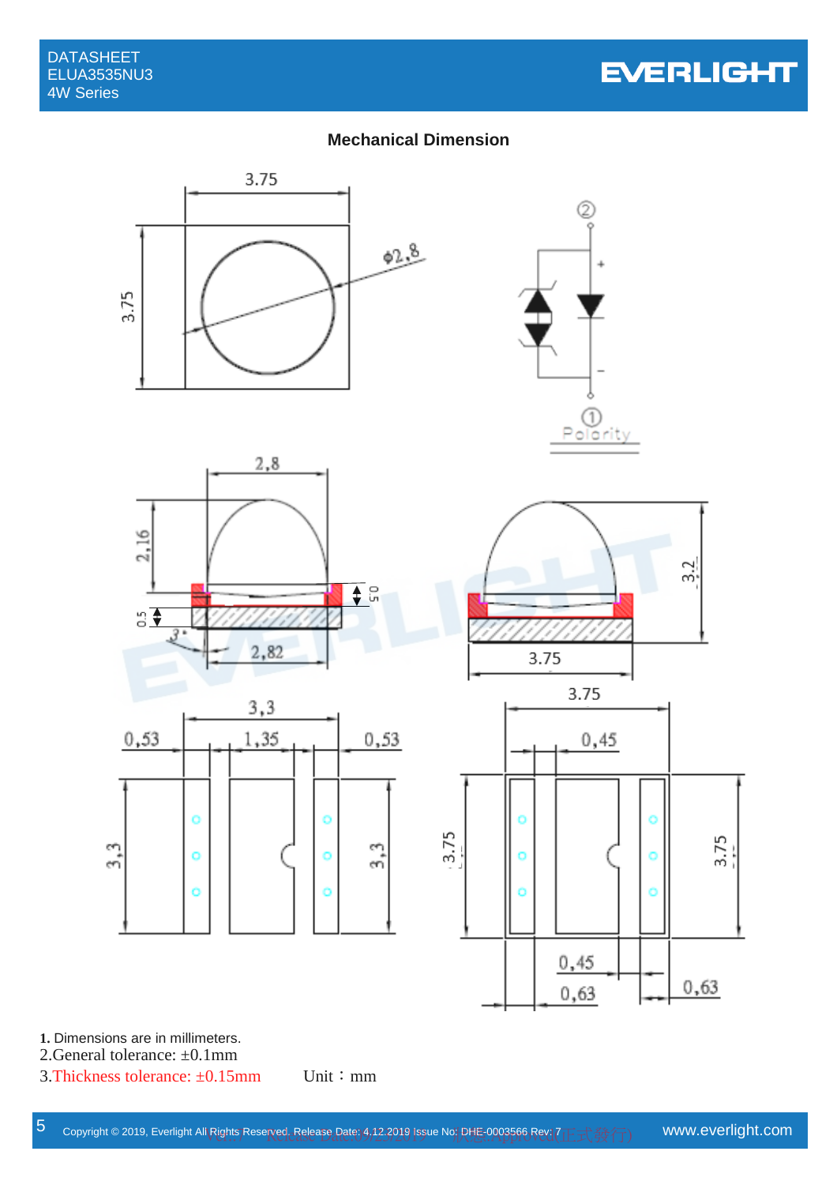## Mechanical Dimension

1. Dimensions are in millimeters.
2.General tolerance: ±0.1mm
3.Thickness tolerance: ±0.15mm Unit：mm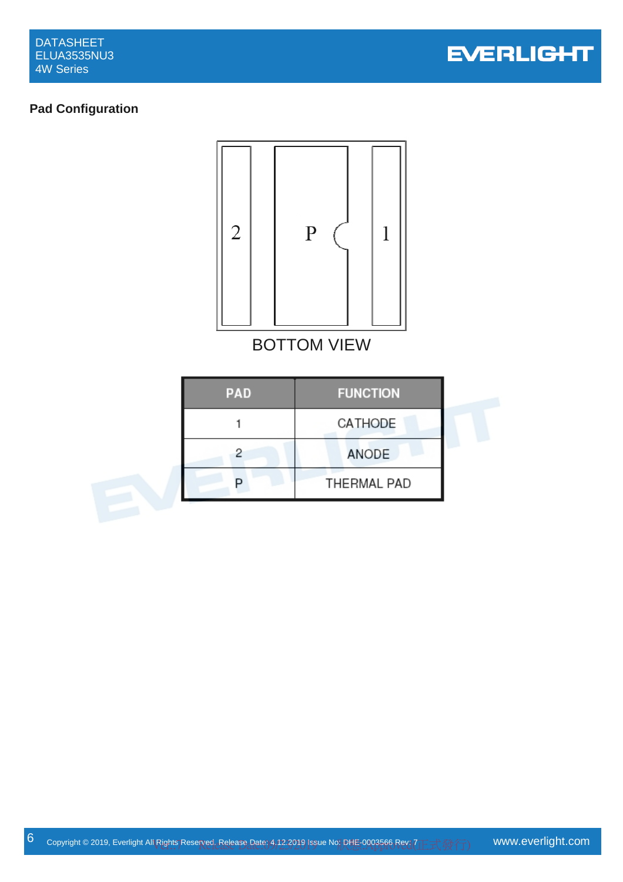## Pad Configuration

BOTTOM VIEW

| PAD | FUNCTION |
| --- | --- |
| 1 | CATHODE |
| 2 | ANODE |
| P | THERMAL PAD |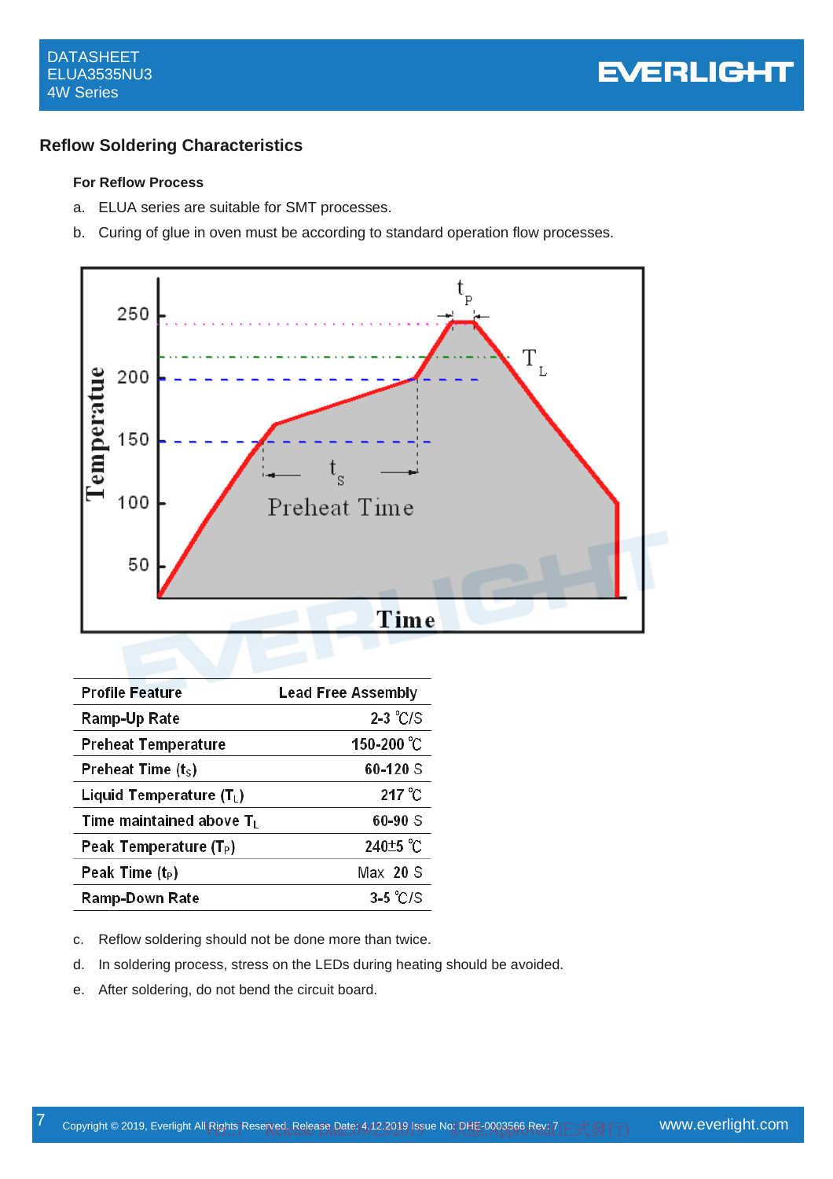## Reflow Soldering Characteristics

**For Reflow Process**

a. ELUA series are suitable for SMT processes.

b. Curing of glue in oven must be according to standard operation flow processes.

| Profile Feature | Lead Free Assembly |
|---|---|
| Ramp-Up Rate | 2-3 ℃/S |
| Preheat Temperature | 150-200 ℃ |
| Preheat Time ($t_S$) | 60-120 S |
| Liquid Temperature ($T_L$) | 217 ℃ |
| Time maintained above $T_L$ | 60-90 S |
| Peak Temperature ($T_P$) | 240±5 ℃ |
| Peak Time ($t_P$) | Max 20 S |
| Ramp-Down Rate | 3-5 ℃/S |

c. Reflow soldering should not be done more than twice.

d. In soldering process, stress on the LEDs during heating should be avoided.

e. After soldering, do not bend the circuit board.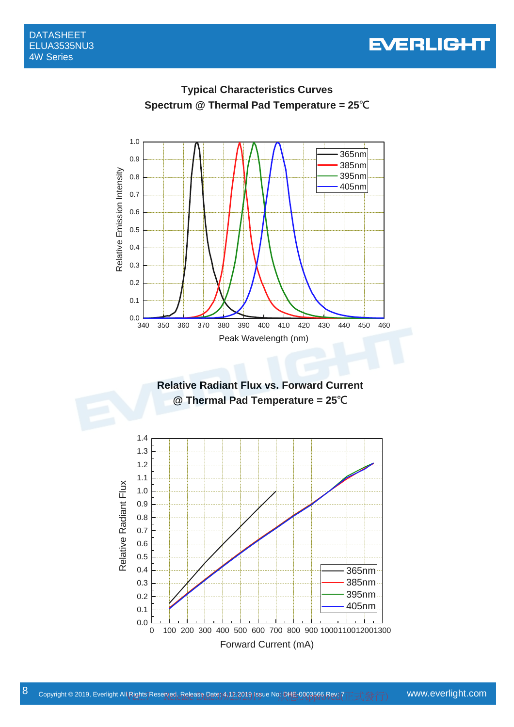## Typical Characteristics Curves

### Spectrum @ Thermal Pad Temperature = 25℃

Relative Emission Intensity

365nm
385nm
395nm
405nm

Peak Wavelength (nm)

### Relative Radiant Flux vs. Forward Current @ Thermal Pad Temperature = 25℃

Relative Radiant Flux

365nm
385nm
395nm
405nm

Forward Current (mA)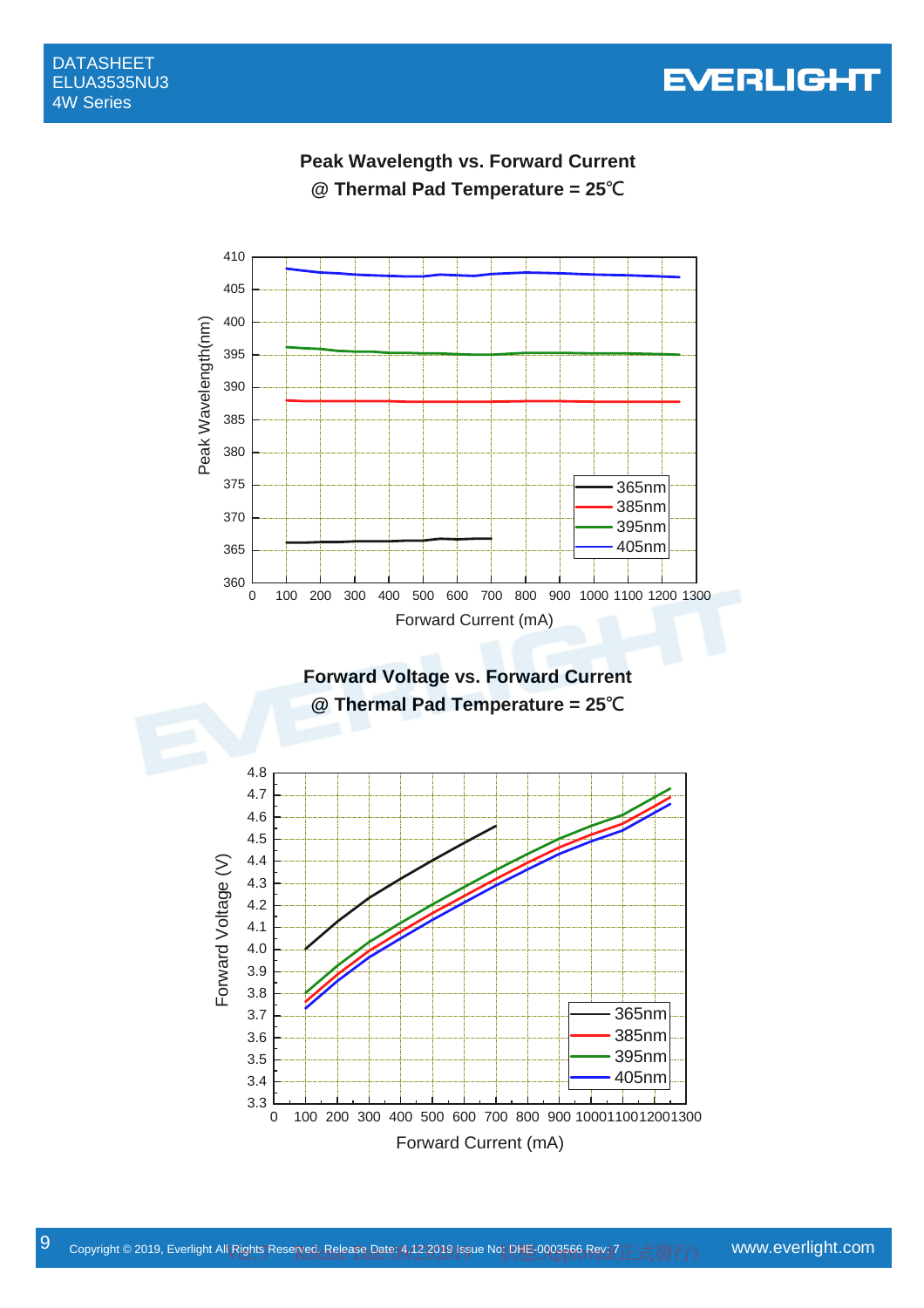## Peak Wavelength vs. Forward Current
## @ Thermal Pad Temperature = 25℃

## Forward Voltage vs. Forward Current
## @ Thermal Pad Temperature = 25℃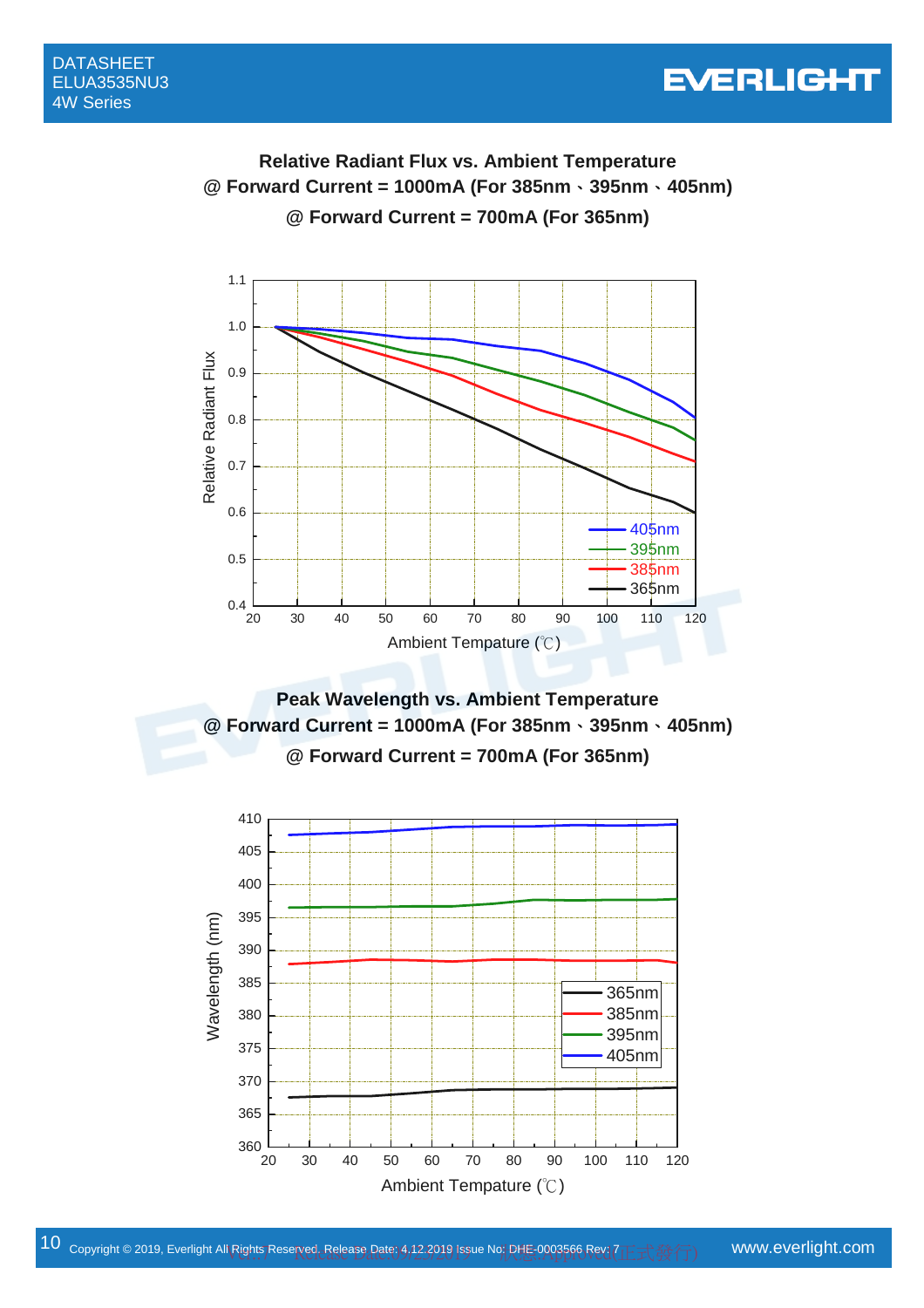### Relative Radiant Flux vs. Ambient Temperature
**@ Forward Current = 1000mA (For 385nm、395nm、405nm)**
**@ Forward Current = 700mA (For 365nm)**

### Peak Wavelength vs. Ambient Temperature
**@ Forward Current = 1000mA (For 385nm、395nm、405nm)**
**@ Forward Current = 700mA (For 365nm)**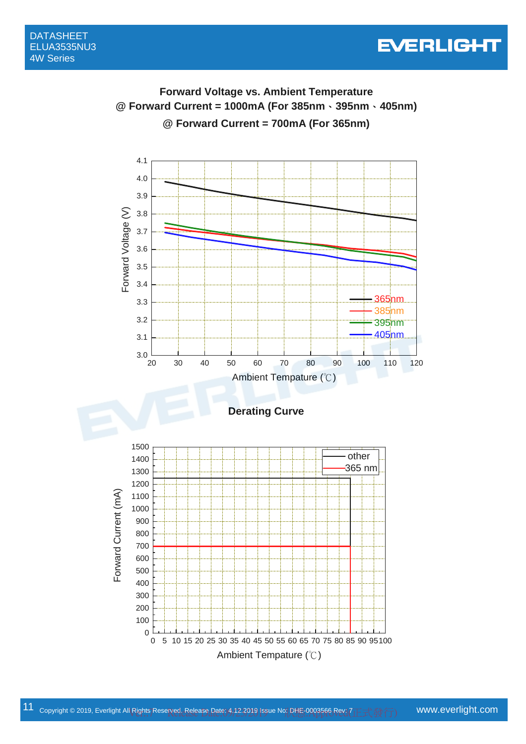**Forward Voltage vs. Ambient Temperature**
**@ Forward Current = 1000mA (For 385nm、395nm、405nm)**
**@ Forward Current = 700mA (For 365nm)**

**Derating Curve**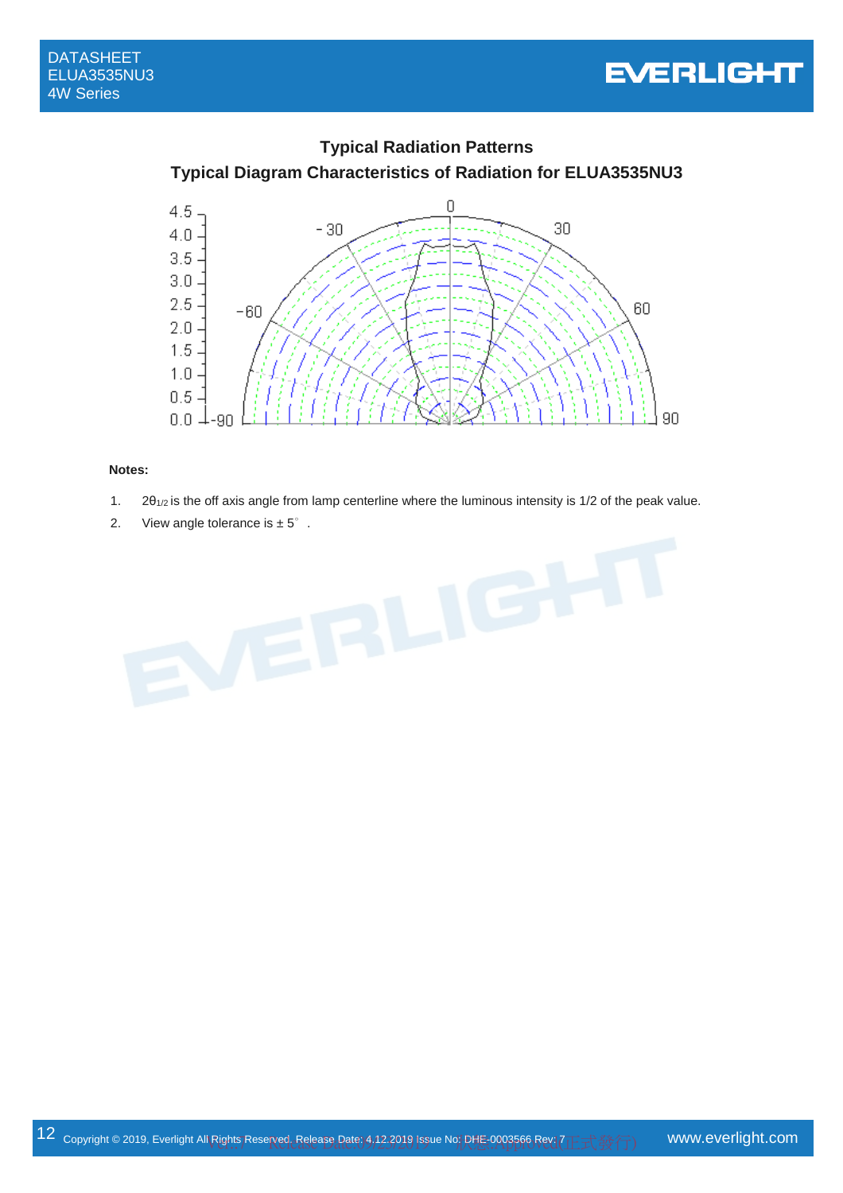## Typical Radiation Patterns

### Typical Diagram Characteristics of Radiation for ELUA3535NU3

**Notes:**

1. $2\theta_{1/2}$ is the off axis angle from lamp centerline where the luminous intensity is 1/2 of the peak value.
2. View angle tolerance is ± 5° .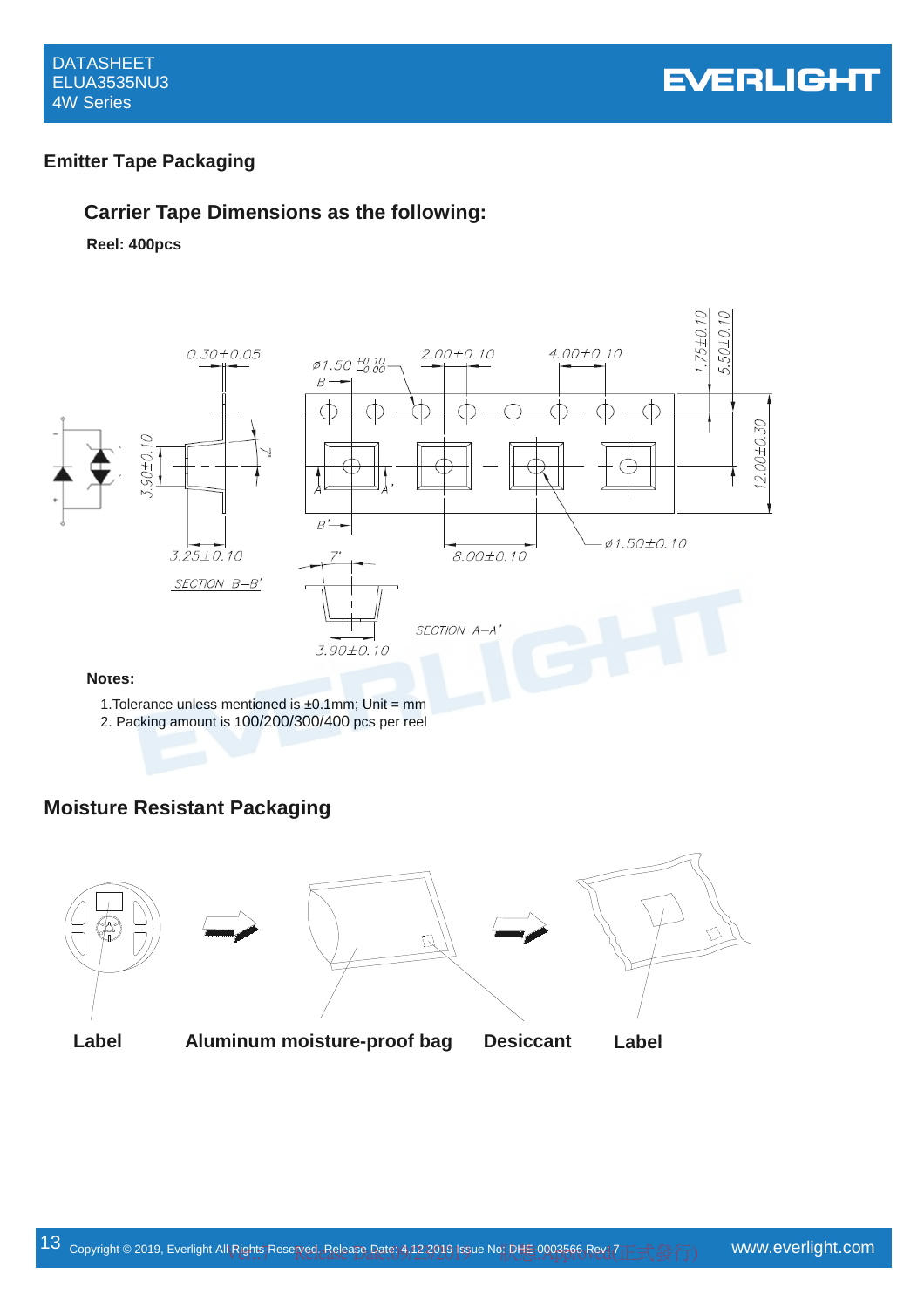## Emitter Tape Packaging

### Carrier Tape Dimensions as the following:

**Reel: 400pcs**

**Notes:**

1. Tolerance unless mentioned is ±0.1mm; Unit = mm
2. Packing amount is 100/200/300/400 pcs per reel

## Moisture Resistant Packaging

**Label** **Aluminum moisture-proof bag** **Desiccant** **Label**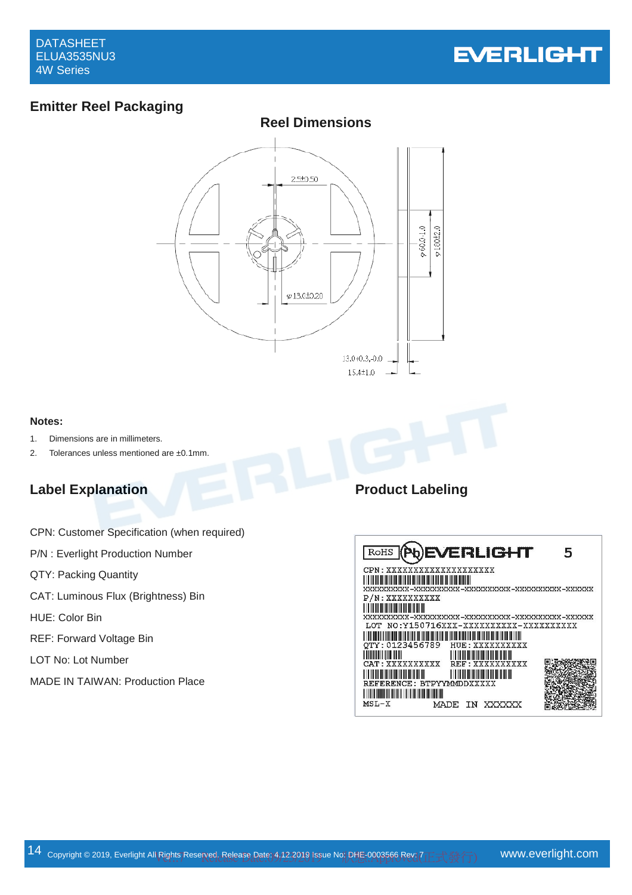## Emitter Reel Packaging

### Reel Dimensions

**Notes:**

1. Dimensions are in millimeters.
2. Tolerances unless mentioned are ±0.1mm.

### Label Explanation

CPN: Customer Specification (when required)

P/N : Everlight Production Number

QTY: Packing Quantity

CAT: Luminous Flux (Brightness) Bin

HUE: Color Bin

REF: Forward Voltage Bin

LOT No: Lot Number

MADE IN TAIWAN: Production Place

### Product Labeling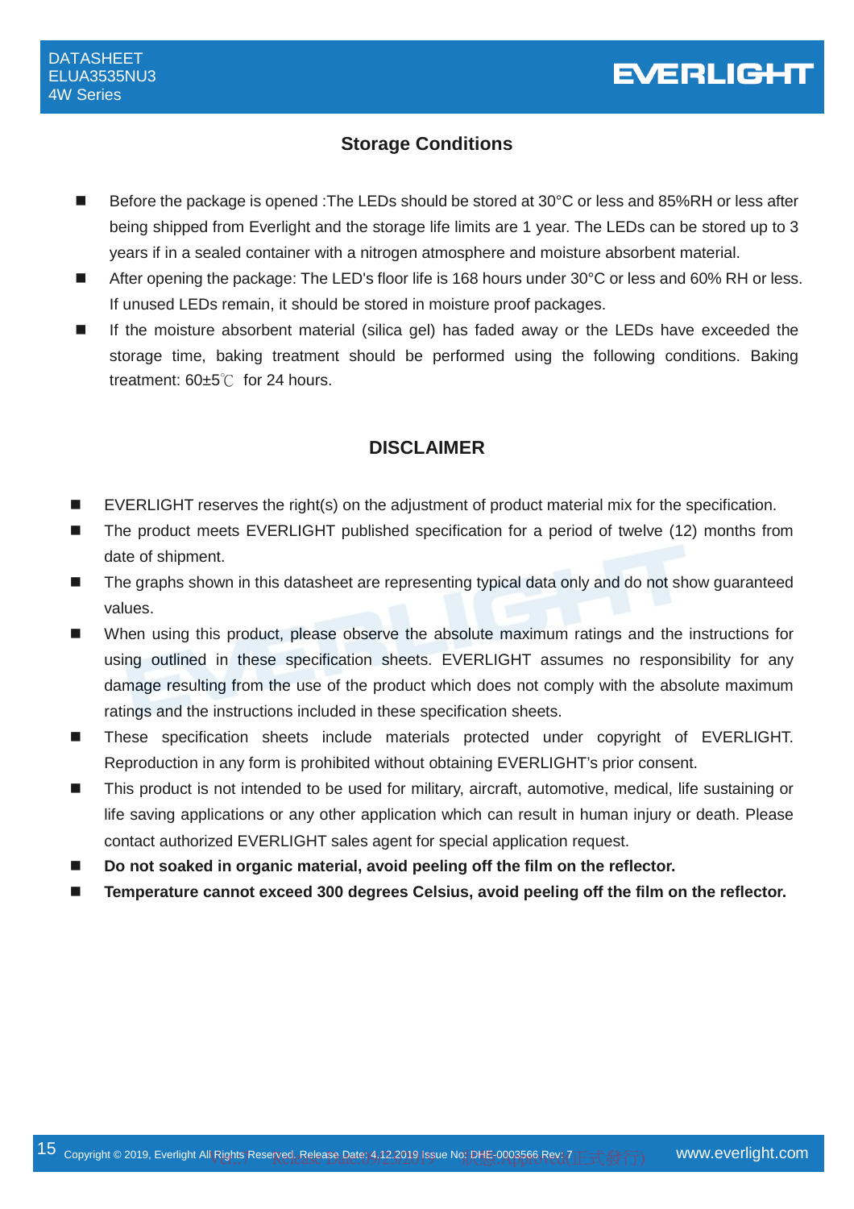## Storage Conditions

- Before the package is opened :The LEDs should be stored at 30°C or less and 85%RH or less after being shipped from Everlight and the storage life limits are 1 year. The LEDs can be stored up to 3 years if in a sealed container with a nitrogen atmosphere and moisture absorbent material.
- After opening the package: The LED's floor life is 168 hours under 30°C or less and 60% RH or less. If unused LEDs remain, it should be stored in moisture proof packages.
- If the moisture absorbent material (silica gel) has faded away or the LEDs have exceeded the storage time, baking treatment should be performed using the following conditions. Baking treatment: 60±5℃ for 24 hours.

## DISCLAIMER

- EVERLIGHT reserves the right(s) on the adjustment of product material mix for the specification.
- The product meets EVERLIGHT published specification for a period of twelve (12) months from date of shipment.
- The graphs shown in this datasheet are representing typical data only and do not show guaranteed values.
- When using this product, please observe the absolute maximum ratings and the instructions for using outlined in these specification sheets. EVERLIGHT assumes no responsibility for any damage resulting from the use of the product which does not comply with the absolute maximum ratings and the instructions included in these specification sheets.
- These specification sheets include materials protected under copyright of EVERLIGHT. Reproduction in any form is prohibited without obtaining EVERLIGHT's prior consent.
- This product is not intended to be used for military, aircraft, automotive, medical, life sustaining or life saving applications or any other application which can result in human injury or death. Please contact authorized EVERLIGHT sales agent for special application request.
- **Do not soaked in organic material, avoid peeling off the film on the reflector.**
- **Temperature cannot exceed 300 degrees Celsius, avoid peeling off the film on the reflector.**